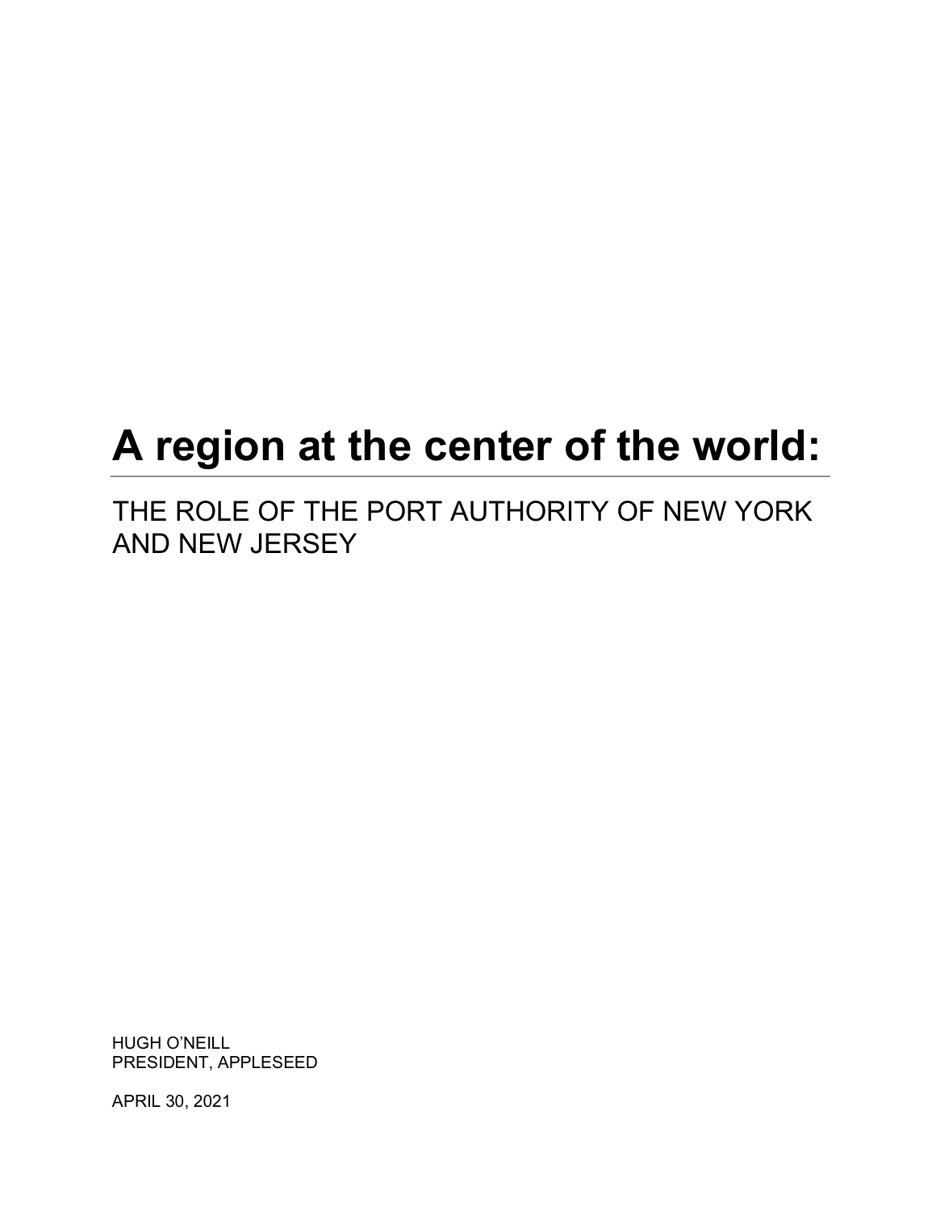# A region at the center of the world:

## THE ROLE OF THE PORT AUTHORITY OF NEW YORK AND NEW JERSEY

HUGH O'NEILL
PRESIDENT, APPLESEED

APRIL 30, 2021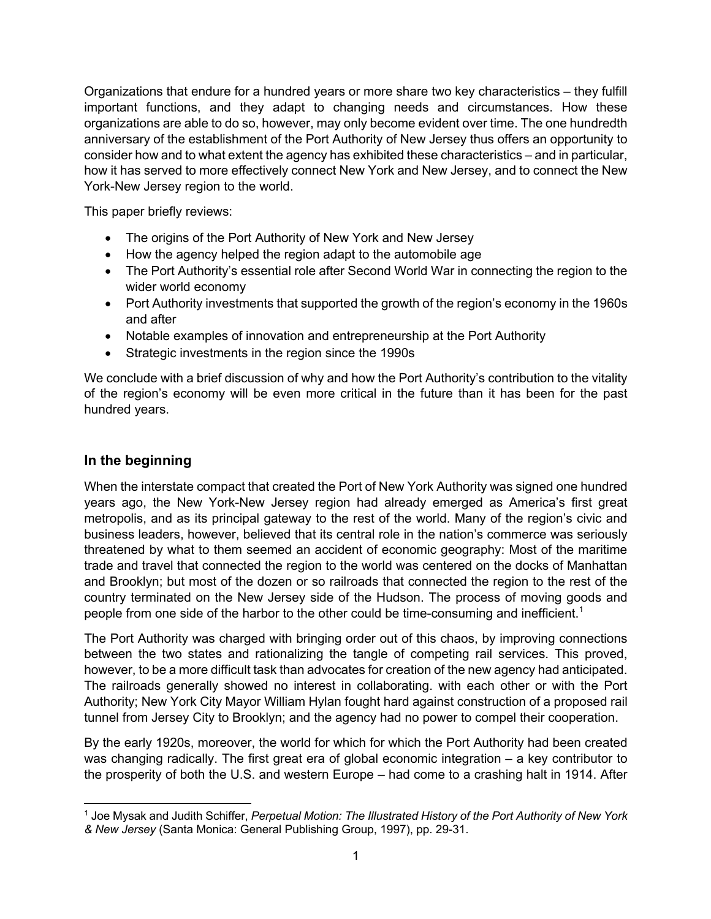Organizations that endure for a hundred years or more share two key characteristics – they fulfill important functions, and they adapt to changing needs and circumstances. How these organizations are able to do so, however, may only become evident over time. The one hundredth anniversary of the establishment of the Port Authority of New Jersey thus offers an opportunity to consider how and to what extent the agency has exhibited these characteristics – and in particular, how it has served to more effectively connect New York and New Jersey, and to connect the New York-New Jersey region to the world.

This paper briefly reviews:

- The origins of the Port Authority of New York and New Jersey
- How the agency helped the region adapt to the automobile age
- The Port Authority's essential role after Second World War in connecting the region to the wider world economy
- Port Authority investments that supported the growth of the region's economy in the 1960s and after
- Notable examples of innovation and entrepreneurship at the Port Authority
- Strategic investments in the region since the 1990s

We conclude with a brief discussion of why and how the Port Authority's contribution to the vitality of the region's economy will be even more critical in the future than it has been for the past hundred years.

## In the beginning

When the interstate compact that created the Port of New York Authority was signed one hundred years ago, the New York-New Jersey region had already emerged as America's first great metropolis, and as its principal gateway to the rest of the world. Many of the region's civic and business leaders, however, believed that its central role in the nation's commerce was seriously threatened by what to them seemed an accident of economic geography: Most of the maritime trade and travel that connected the region to the world was centered on the docks of Manhattan and Brooklyn; but most of the dozen or so railroads that connected the region to the rest of the country terminated on the New Jersey side of the Hudson. The process of moving goods and people from one side of the harbor to the other could be time-consuming and inefficient.[1]

The Port Authority was charged with bringing order out of this chaos, by improving connections between the two states and rationalizing the tangle of competing rail services. This proved, however, to be a more difficult task than advocates for creation of the new agency had anticipated. The railroads generally showed no interest in collaborating. with each other or with the Port Authority; New York City Mayor William Hylan fought hard against construction of a proposed rail tunnel from Jersey City to Brooklyn; and the agency had no power to compel their cooperation.

By the early 1920s, moreover, the world for which for which the Port Authority had been created was changing radically. The first great era of global economic integration – a key contributor to the prosperity of both the U.S. and western Europe – had come to a crashing halt in 1914. After

[1] Joe Mysak and Judith Schiffer, *Perpetual Motion: The Illustrated History of the Port Authority of New York & New Jersey* (Santa Monica: General Publishing Group, 1997), pp. 29-31.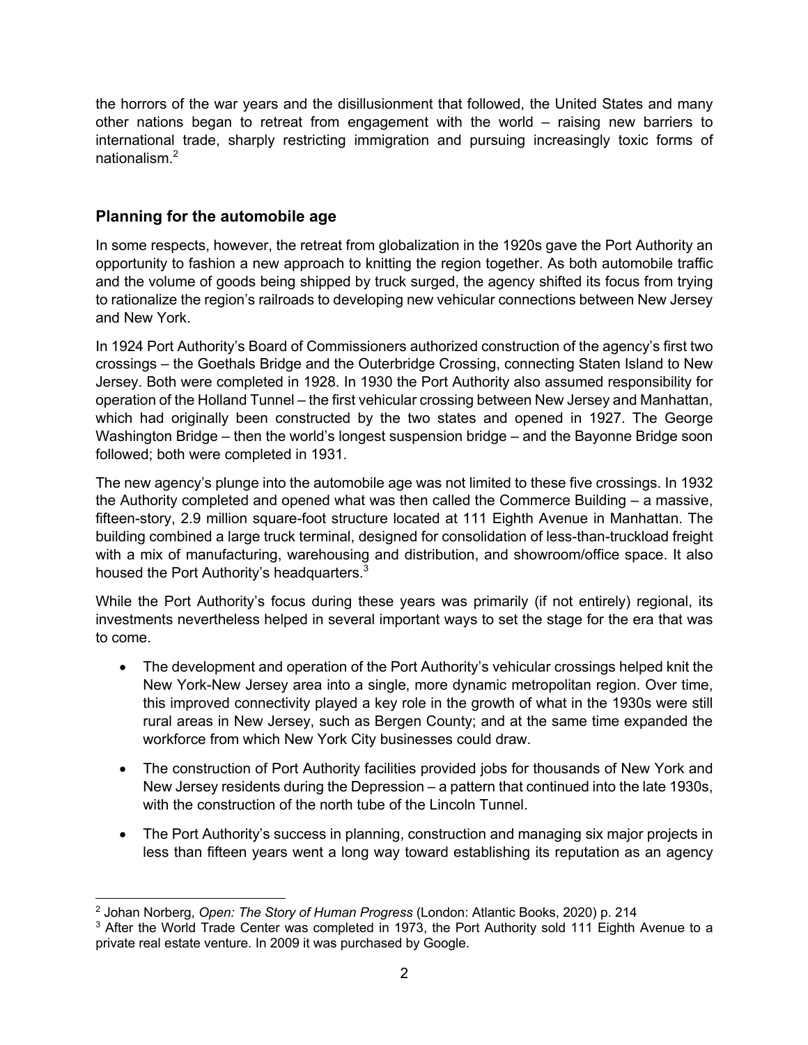the horrors of the war years and the disillusionment that followed, the United States and many other nations began to retreat from engagement with the world – raising new barriers to international trade, sharply restricting immigration and pursuing increasingly toxic forms of nationalism.[2]

## Planning for the automobile age

In some respects, however, the retreat from globalization in the 1920s gave the Port Authority an opportunity to fashion a new approach to knitting the region together. As both automobile traffic and the volume of goods being shipped by truck surged, the agency shifted its focus from trying to rationalize the region's railroads to developing new vehicular connections between New Jersey and New York.

In 1924 Port Authority's Board of Commissioners authorized construction of the agency's first two crossings – the Goethals Bridge and the Outerbridge Crossing, connecting Staten Island to New Jersey. Both were completed in 1928. In 1930 the Port Authority also assumed responsibility for operation of the Holland Tunnel – the first vehicular crossing between New Jersey and Manhattan, which had originally been constructed by the two states and opened in 1927. The George Washington Bridge – then the world's longest suspension bridge – and the Bayonne Bridge soon followed; both were completed in 1931.

The new agency's plunge into the automobile age was not limited to these five crossings. In 1932 the Authority completed and opened what was then called the Commerce Building – a massive, fifteen-story, 2.9 million square-foot structure located at 111 Eighth Avenue in Manhattan. The building combined a large truck terminal, designed for consolidation of less-than-truckload freight with a mix of manufacturing, warehousing and distribution, and showroom/office space. It also housed the Port Authority's headquarters.[3]

While the Port Authority's focus during these years was primarily (if not entirely) regional, its investments nevertheless helped in several important ways to set the stage for the era that was to come.

- The development and operation of the Port Authority's vehicular crossings helped knit the New York-New Jersey area into a single, more dynamic metropolitan region. Over time, this improved connectivity played a key role in the growth of what in the 1930s were still rural areas in New Jersey, such as Bergen County; and at the same time expanded the workforce from which New York City businesses could draw.
- The construction of Port Authority facilities provided jobs for thousands of New York and New Jersey residents during the Depression – a pattern that continued into the late 1930s, with the construction of the north tube of the Lincoln Tunnel.
- The Port Authority's success in planning, construction and managing six major projects in less than fifteen years went a long way toward establishing its reputation as an agency

---

[2] Johan Norberg, *Open: The Story of Human Progress* (London: Atlantic Books, 2020) p. 214

[3] After the World Trade Center was completed in 1973, the Port Authority sold 111 Eighth Avenue to a private real estate venture. In 2009 it was purchased by Google.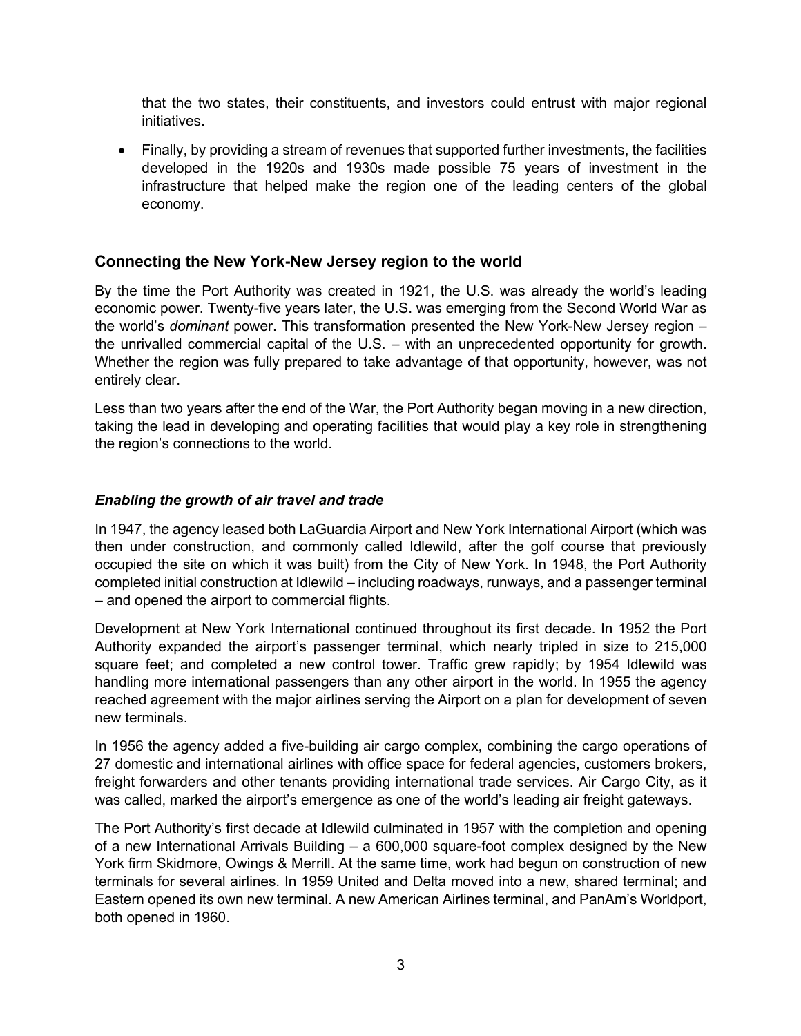that the two states, their constituents, and investors could entrust with major regional initiatives.

- Finally, by providing a stream of revenues that supported further investments, the facilities developed in the 1920s and 1930s made possible 75 years of investment in the infrastructure that helped make the region one of the leading centers of the global economy.

## Connecting the New York-New Jersey region to the world

By the time the Port Authority was created in 1921, the U.S. was already the world's leading economic power. Twenty-five years later, the U.S. was emerging from the Second World War as the world's *dominant* power. This transformation presented the New York-New Jersey region – the unrivalled commercial capital of the U.S. – with an unprecedented opportunity for growth. Whether the region was fully prepared to take advantage of that opportunity, however, was not entirely clear.

Less than two years after the end of the War, the Port Authority began moving in a new direction, taking the lead in developing and operating facilities that would play a key role in strengthening the region's connections to the world.

### *Enabling the growth of air travel and trade*

In 1947, the agency leased both LaGuardia Airport and New York International Airport (which was then under construction, and commonly called Idlewild, after the golf course that previously occupied the site on which it was built) from the City of New York. In 1948, the Port Authority completed initial construction at Idlewild – including roadways, runways, and a passenger terminal – and opened the airport to commercial flights.

Development at New York International continued throughout its first decade. In 1952 the Port Authority expanded the airport's passenger terminal, which nearly tripled in size to 215,000 square feet; and completed a new control tower. Traffic grew rapidly; by 1954 Idlewild was handling more international passengers than any other airport in the world. In 1955 the agency reached agreement with the major airlines serving the Airport on a plan for development of seven new terminals.

In 1956 the agency added a five-building air cargo complex, combining the cargo operations of 27 domestic and international airlines with office space for federal agencies, customers brokers, freight forwarders and other tenants providing international trade services. Air Cargo City, as it was called, marked the airport's emergence as one of the world's leading air freight gateways.

The Port Authority's first decade at Idlewild culminated in 1957 with the completion and opening of a new International Arrivals Building – a 600,000 square-foot complex designed by the New York firm Skidmore, Owings & Merrill. At the same time, work had begun on construction of new terminals for several airlines. In 1959 United and Delta moved into a new, shared terminal; and Eastern opened its own new terminal. A new American Airlines terminal, and PanAm's Worldport, both opened in 1960.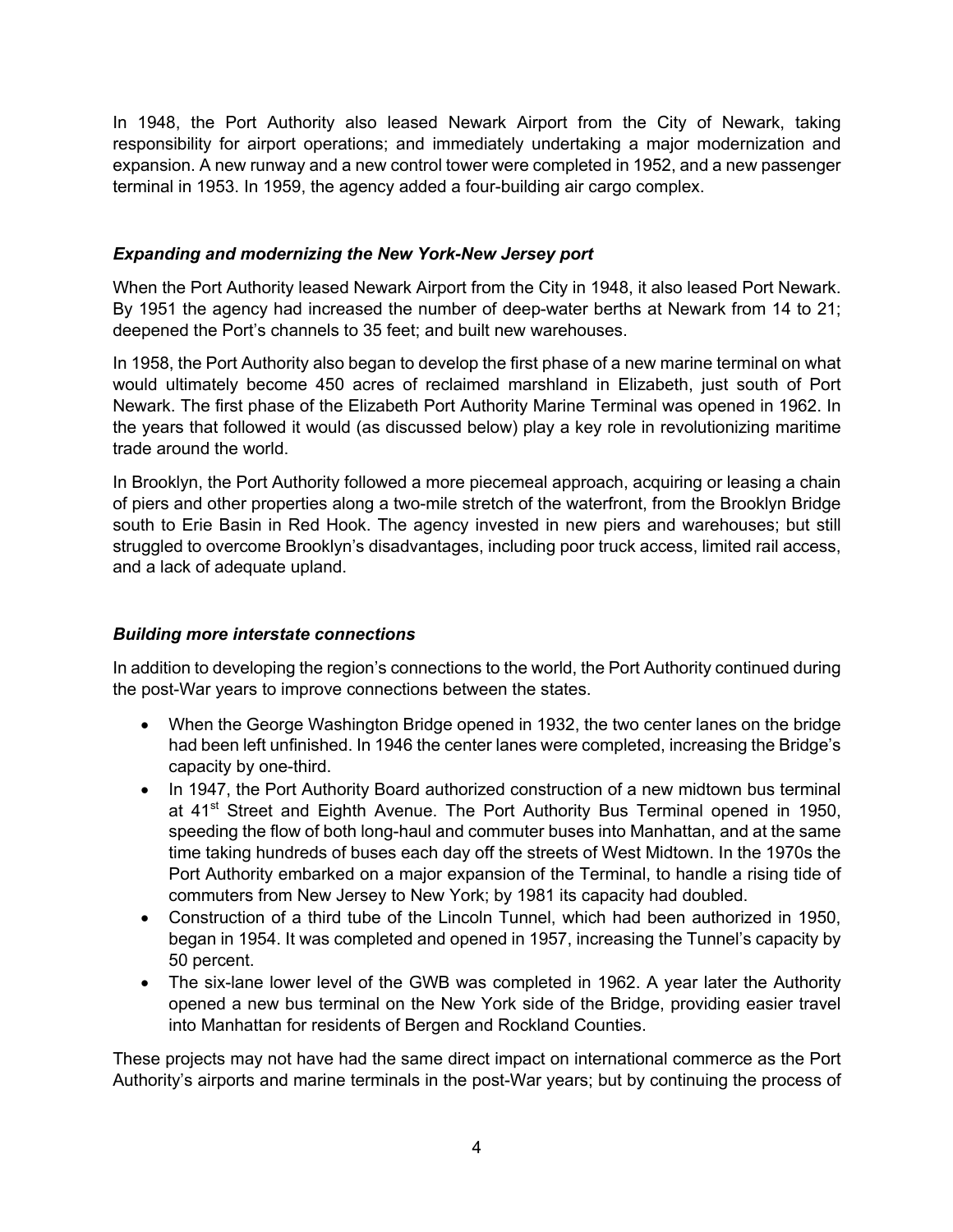In 1948, the Port Authority also leased Newark Airport from the City of Newark, taking responsibility for airport operations; and immediately undertaking a major modernization and expansion. A new runway and a new control tower were completed in 1952, and a new passenger terminal in 1953. In 1959, the agency added a four-building air cargo complex.

### *Expanding and modernizing the New York-New Jersey port*

When the Port Authority leased Newark Airport from the City in 1948, it also leased Port Newark. By 1951 the agency had increased the number of deep-water berths at Newark from 14 to 21; deepened the Port's channels to 35 feet; and built new warehouses.

In 1958, the Port Authority also began to develop the first phase of a new marine terminal on what would ultimately become 450 acres of reclaimed marshland in Elizabeth, just south of Port Newark. The first phase of the Elizabeth Port Authority Marine Terminal was opened in 1962. In the years that followed it would (as discussed below) play a key role in revolutionizing maritime trade around the world.

In Brooklyn, the Port Authority followed a more piecemeal approach, acquiring or leasing a chain of piers and other properties along a two-mile stretch of the waterfront, from the Brooklyn Bridge south to Erie Basin in Red Hook. The agency invested in new piers and warehouses; but still struggled to overcome Brooklyn's disadvantages, including poor truck access, limited rail access, and a lack of adequate upland.

### *Building more interstate connections*

In addition to developing the region's connections to the world, the Port Authority continued during the post-War years to improve connections between the states.

- When the George Washington Bridge opened in 1932, the two center lanes on the bridge had been left unfinished. In 1946 the center lanes were completed, increasing the Bridge's capacity by one-third.
- In 1947, the Port Authority Board authorized construction of a new midtown bus terminal at 41st Street and Eighth Avenue. The Port Authority Bus Terminal opened in 1950, speeding the flow of both long-haul and commuter buses into Manhattan, and at the same time taking hundreds of buses each day off the streets of West Midtown. In the 1970s the Port Authority embarked on a major expansion of the Terminal, to handle a rising tide of commuters from New Jersey to New York; by 1981 its capacity had doubled.
- Construction of a third tube of the Lincoln Tunnel, which had been authorized in 1950, began in 1954. It was completed and opened in 1957, increasing the Tunnel's capacity by 50 percent.
- The six-lane lower level of the GWB was completed in 1962. A year later the Authority opened a new bus terminal on the New York side of the Bridge, providing easier travel into Manhattan for residents of Bergen and Rockland Counties.

These projects may not have had the same direct impact on international commerce as the Port Authority's airports and marine terminals in the post-War years; but by continuing the process of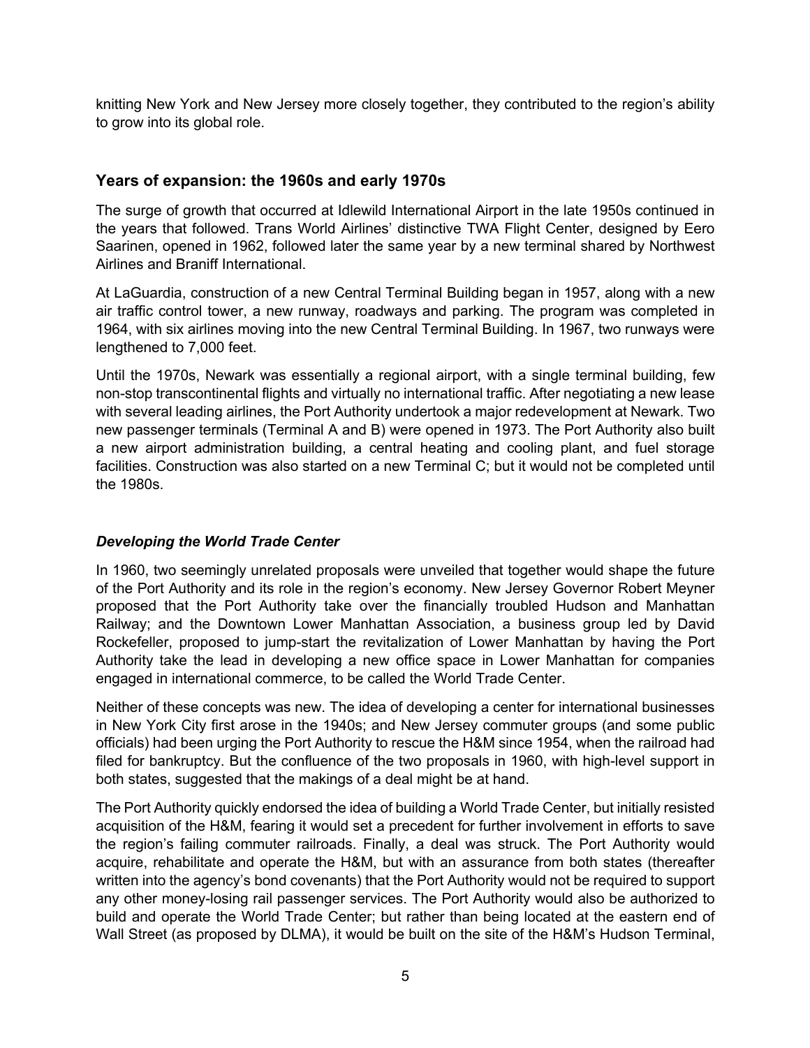knitting New York and New Jersey more closely together, they contributed to the region's ability to grow into its global role.

## Years of expansion: the 1960s and early 1970s

The surge of growth that occurred at Idlewild International Airport in the late 1950s continued in the years that followed. Trans World Airlines' distinctive TWA Flight Center, designed by Eero Saarinen, opened in 1962, followed later the same year by a new terminal shared by Northwest Airlines and Braniff International.

At LaGuardia, construction of a new Central Terminal Building began in 1957, along with a new air traffic control tower, a new runway, roadways and parking. The program was completed in 1964, with six airlines moving into the new Central Terminal Building. In 1967, two runways were lengthened to 7,000 feet.

Until the 1970s, Newark was essentially a regional airport, with a single terminal building, few non-stop transcontinental flights and virtually no international traffic. After negotiating a new lease with several leading airlines, the Port Authority undertook a major redevelopment at Newark. Two new passenger terminals (Terminal A and B) were opened in 1973. The Port Authority also built a new airport administration building, a central heating and cooling plant, and fuel storage facilities. Construction was also started on a new Terminal C; but it would not be completed until the 1980s.

### *Developing the World Trade Center*

In 1960, two seemingly unrelated proposals were unveiled that together would shape the future of the Port Authority and its role in the region's economy. New Jersey Governor Robert Meyner proposed that the Port Authority take over the financially troubled Hudson and Manhattan Railway; and the Downtown Lower Manhattan Association, a business group led by David Rockefeller, proposed to jump-start the revitalization of Lower Manhattan by having the Port Authority take the lead in developing a new office space in Lower Manhattan for companies engaged in international commerce, to be called the World Trade Center.

Neither of these concepts was new. The idea of developing a center for international businesses in New York City first arose in the 1940s; and New Jersey commuter groups (and some public officials) had been urging the Port Authority to rescue the H&M since 1954, when the railroad had filed for bankruptcy. But the confluence of the two proposals in 1960, with high-level support in both states, suggested that the makings of a deal might be at hand.

The Port Authority quickly endorsed the idea of building a World Trade Center, but initially resisted acquisition of the H&M, fearing it would set a precedent for further involvement in efforts to save the region's failing commuter railroads. Finally, a deal was struck. The Port Authority would acquire, rehabilitate and operate the H&M, but with an assurance from both states (thereafter written into the agency's bond covenants) that the Port Authority would not be required to support any other money-losing rail passenger services. The Port Authority would also be authorized to build and operate the World Trade Center; but rather than being located at the eastern end of Wall Street (as proposed by DLMA), it would be built on the site of the H&M's Hudson Terminal,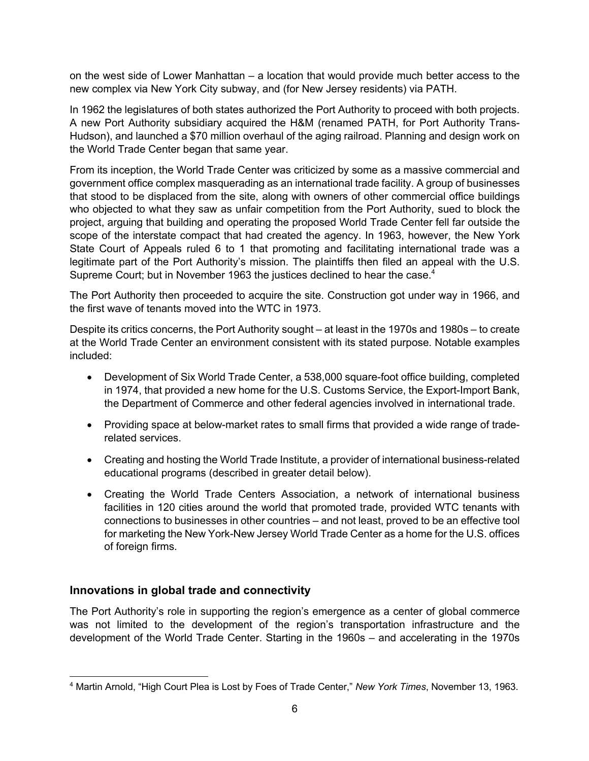on the west side of Lower Manhattan – a location that would provide much better access to the new complex via New York City subway, and (for New Jersey residents) via PATH.

In 1962 the legislatures of both states authorized the Port Authority to proceed with both projects. A new Port Authority subsidiary acquired the H&M (renamed PATH, for Port Authority Trans-Hudson), and launched a $70 million overhaul of the aging railroad. Planning and design work on the World Trade Center began that same year.

From its inception, the World Trade Center was criticized by some as a massive commercial and government office complex masquerading as an international trade facility. A group of businesses that stood to be displaced from the site, along with owners of other commercial office buildings who objected to what they saw as unfair competition from the Port Authority, sued to block the project, arguing that building and operating the proposed World Trade Center fell far outside the scope of the interstate compact that had created the agency. In 1963, however, the New York State Court of Appeals ruled 6 to 1 that promoting and facilitating international trade was a legitimate part of the Port Authority's mission. The plaintiffs then filed an appeal with the U.S. Supreme Court; but in November 1963 the justices declined to hear the case.[4]

The Port Authority then proceeded to acquire the site. Construction got under way in 1966, and the first wave of tenants moved into the WTC in 1973.

Despite its critics concerns, the Port Authority sought – at least in the 1970s and 1980s – to create at the World Trade Center an environment consistent with its stated purpose. Notable examples included:

- Development of Six World Trade Center, a 538,000 square-foot office building, completed in 1974, that provided a new home for the U.S. Customs Service, the Export-Import Bank, the Department of Commerce and other federal agencies involved in international trade.
- Providing space at below-market rates to small firms that provided a wide range of trade-related services.
- Creating and hosting the World Trade Institute, a provider of international business-related educational programs (described in greater detail below).
- Creating the World Trade Centers Association, a network of international business facilities in 120 cities around the world that promoted trade, provided WTC tenants with connections to businesses in other countries – and not least, proved to be an effective tool for marketing the New York-New Jersey World Trade Center as a home for the U.S. offices of foreign firms.

## Innovations in global trade and connectivity

The Port Authority's role in supporting the region's emergence as a center of global commerce was not limited to the development of the region's transportation infrastructure and the development of the World Trade Center. Starting in the 1960s – and accelerating in the 1970s

[4] Martin Arnold, "High Court Plea is Lost by Foes of Trade Center," *New York Times*, November 13, 1963.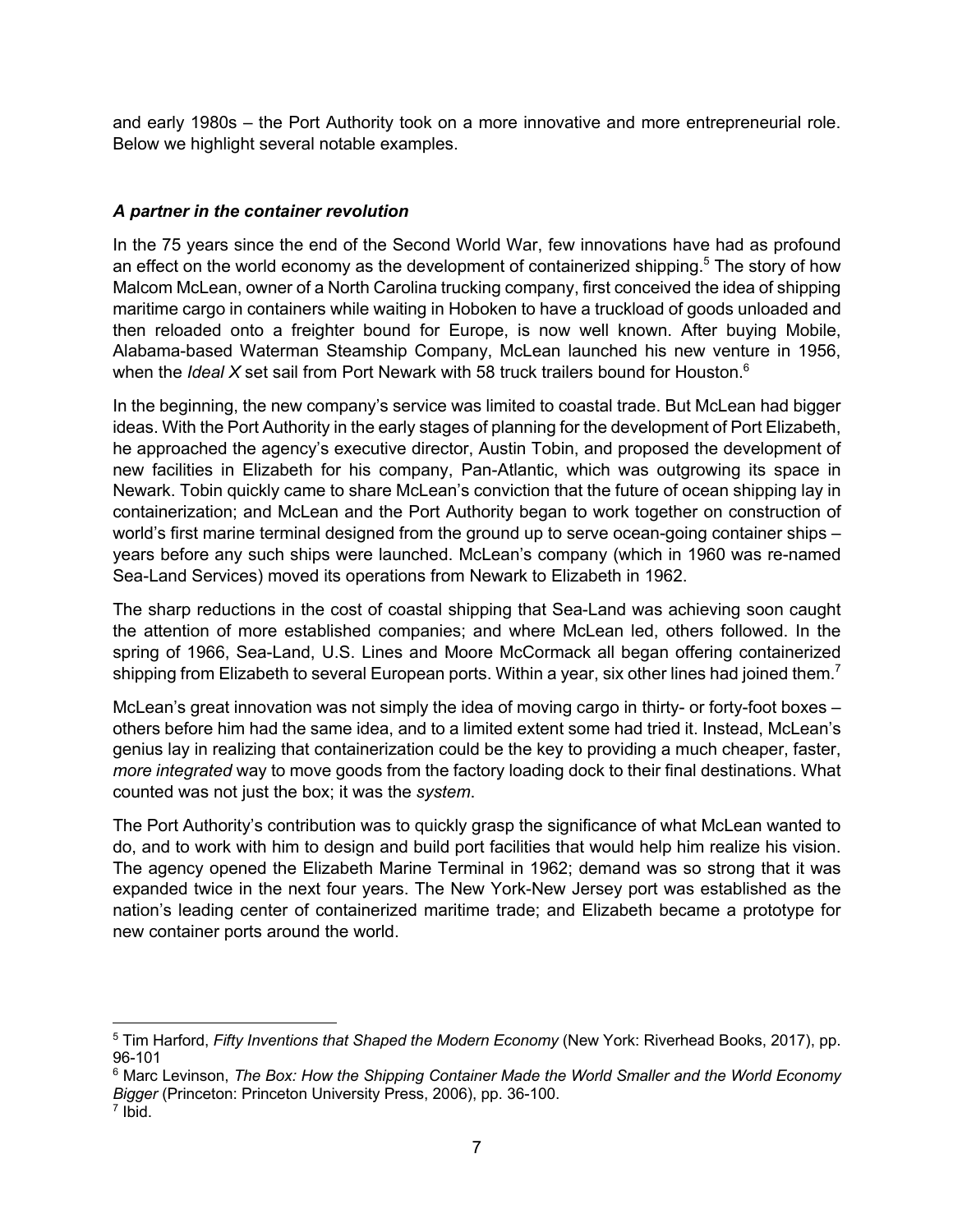and early 1980s – the Port Authority took on a more innovative and more entrepreneurial role. Below we highlight several notable examples.

### *A partner in the container revolution*

In the 75 years since the end of the Second World War, few innovations have had as profound an effect on the world economy as the development of containerized shipping.[5] The story of how Malcom McLean, owner of a North Carolina trucking company, first conceived the idea of shipping maritime cargo in containers while waiting in Hoboken to have a truckload of goods unloaded and then reloaded onto a freighter bound for Europe, is now well known. After buying Mobile, Alabama-based Waterman Steamship Company, McLean launched his new venture in 1956, when the *Ideal X* set sail from Port Newark with 58 truck trailers bound for Houston.[6]

In the beginning, the new company's service was limited to coastal trade. But McLean had bigger ideas. With the Port Authority in the early stages of planning for the development of Port Elizabeth, he approached the agency's executive director, Austin Tobin, and proposed the development of new facilities in Elizabeth for his company, Pan-Atlantic, which was outgrowing its space in Newark. Tobin quickly came to share McLean's conviction that the future of ocean shipping lay in containerization; and McLean and the Port Authority began to work together on construction of world's first marine terminal designed from the ground up to serve ocean-going container ships – years before any such ships were launched. McLean's company (which in 1960 was re-named Sea-Land Services) moved its operations from Newark to Elizabeth in 1962.

The sharp reductions in the cost of coastal shipping that Sea-Land was achieving soon caught the attention of more established companies; and where McLean led, others followed. In the spring of 1966, Sea-Land, U.S. Lines and Moore McCormack all began offering containerized shipping from Elizabeth to several European ports. Within a year, six other lines had joined them.[7]

McLean's great innovation was not simply the idea of moving cargo in thirty- or forty-foot boxes – others before him had the same idea, and to a limited extent some had tried it. Instead, McLean's genius lay in realizing that containerization could be the key to providing a much cheaper, faster, *more integrated* way to move goods from the factory loading dock to their final destinations. What counted was not just the box; it was the *system*.

The Port Authority's contribution was to quickly grasp the significance of what McLean wanted to do, and to work with him to design and build port facilities that would help him realize his vision. The agency opened the Elizabeth Marine Terminal in 1962; demand was so strong that it was expanded twice in the next four years. The New York-New Jersey port was established as the nation's leading center of containerized maritime trade; and Elizabeth became a prototype for new container ports around the world.

---

[5] Tim Harford, *Fifty Inventions that Shaped the Modern Economy* (New York: Riverhead Books, 2017), pp. 96-101

[6] Marc Levinson, *The Box: How the Shipping Container Made the World Smaller and the World Economy Bigger* (Princeton: Princeton University Press, 2006), pp. 36-100.

[7] Ibid.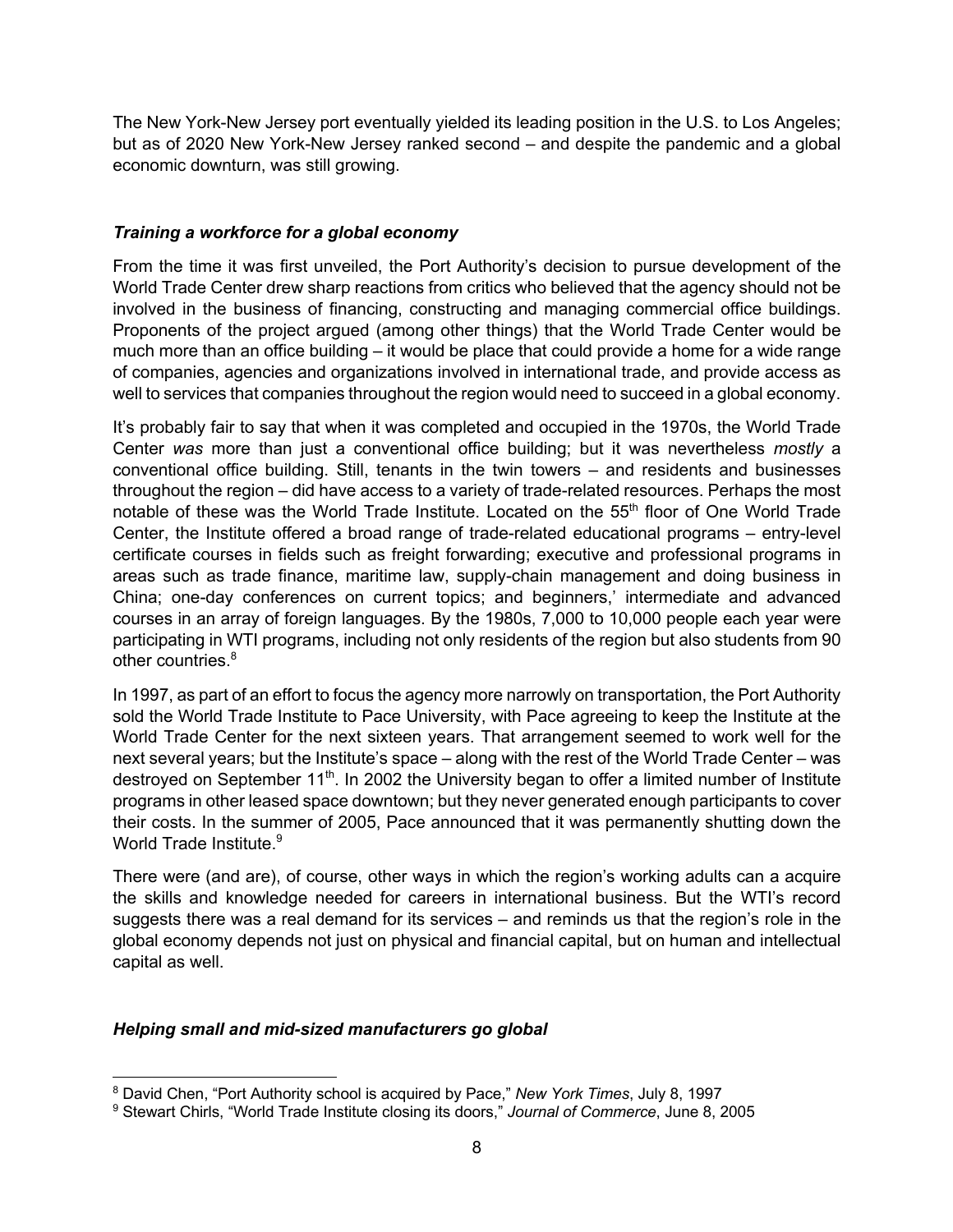The New York-New Jersey port eventually yielded its leading position in the U.S. to Los Angeles; but as of 2020 New York-New Jersey ranked second – and despite the pandemic and a global economic downturn, was still growing.

### *Training a workforce for a global economy*

From the time it was first unveiled, the Port Authority's decision to pursue development of the World Trade Center drew sharp reactions from critics who believed that the agency should not be involved in the business of financing, constructing and managing commercial office buildings. Proponents of the project argued (among other things) that the World Trade Center would be much more than an office building – it would be place that could provide a home for a wide range of companies, agencies and organizations involved in international trade, and provide access as well to services that companies throughout the region would need to succeed in a global economy.

It's probably fair to say that when it was completed and occupied in the 1970s, the World Trade Center *was* more than just a conventional office building; but it was nevertheless *mostly* a conventional office building. Still, tenants in the twin towers – and residents and businesses throughout the region – did have access to a variety of trade-related resources. Perhaps the most notable of these was the World Trade Institute. Located on the 55th floor of One World Trade Center, the Institute offered a broad range of trade-related educational programs – entry-level certificate courses in fields such as freight forwarding; executive and professional programs in areas such as trade finance, maritime law, supply-chain management and doing business in China; one-day conferences on current topics; and beginners,' intermediate and advanced courses in an array of foreign languages. By the 1980s, 7,000 to 10,000 people each year were participating in WTI programs, including not only residents of the region but also students from 90 other countries.[8]

In 1997, as part of an effort to focus the agency more narrowly on transportation, the Port Authority sold the World Trade Institute to Pace University, with Pace agreeing to keep the Institute at the World Trade Center for the next sixteen years. That arrangement seemed to work well for the next several years; but the Institute's space – along with the rest of the World Trade Center – was destroyed on September 11th. In 2002 the University began to offer a limited number of Institute programs in other leased space downtown; but they never generated enough participants to cover their costs. In the summer of 2005, Pace announced that it was permanently shutting down the World Trade Institute.[9]

There were (and are), of course, other ways in which the region's working adults can a acquire the skills and knowledge needed for careers in international business. But the WTI's record suggests there was a real demand for its services – and reminds us that the region's role in the global economy depends not just on physical and financial capital, but on human and intellectual capital as well.

### *Helping small and mid-sized manufacturers go global*

[8] David Chen, "Port Authority school is acquired by Pace," *New York Times*, July 8, 1997

[9] Stewart Chirls, "World Trade Institute closing its doors," *Journal of Commerce*, June 8, 2005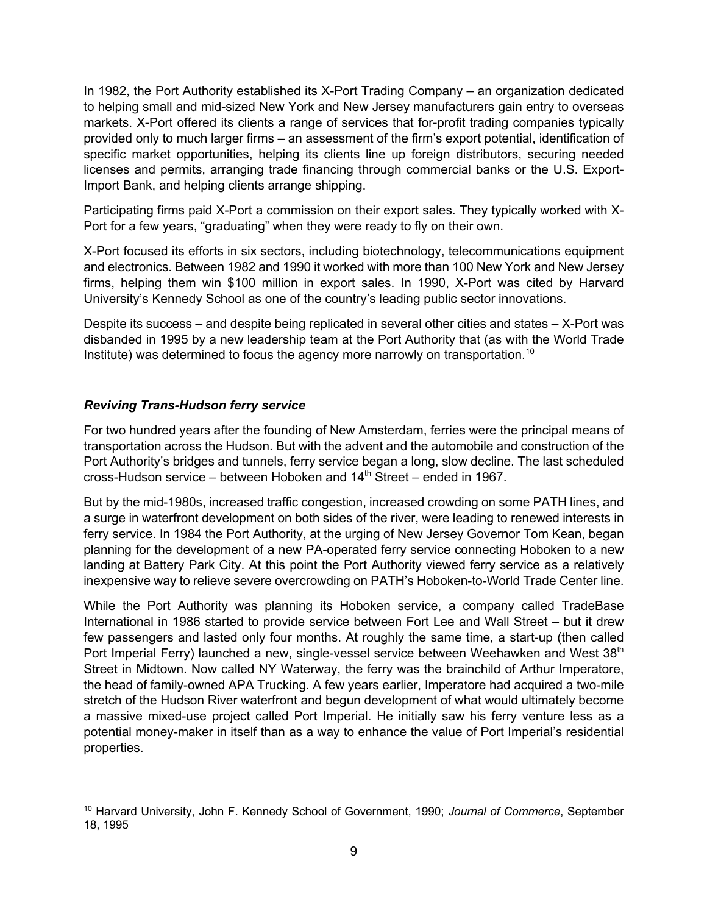In 1982, the Port Authority established its X-Port Trading Company – an organization dedicated to helping small and mid-sized New York and New Jersey manufacturers gain entry to overseas markets. X-Port offered its clients a range of services that for-profit trading companies typically provided only to much larger firms – an assessment of the firm's export potential, identification of specific market opportunities, helping its clients line up foreign distributors, securing needed licenses and permits, arranging trade financing through commercial banks or the U.S. Export-Import Bank, and helping clients arrange shipping.

Participating firms paid X-Port a commission on their export sales. They typically worked with X-Port for a few years, "graduating" when they were ready to fly on their own.

X-Port focused its efforts in six sectors, including biotechnology, telecommunications equipment and electronics. Between 1982 and 1990 it worked with more than 100 New York and New Jersey firms, helping them win $100 million in export sales. In 1990, X-Port was cited by Harvard University's Kennedy School as one of the country's leading public sector innovations.

Despite its success – and despite being replicated in several other cities and states – X-Port was disbanded in 1995 by a new leadership team at the Port Authority that (as with the World Trade Institute) was determined to focus the agency more narrowly on transportation.[10]

### *Reviving Trans-Hudson ferry service*

For two hundred years after the founding of New Amsterdam, ferries were the principal means of transportation across the Hudson. But with the advent and the automobile and construction of the Port Authority's bridges and tunnels, ferry service began a long, slow decline. The last scheduled cross-Hudson service – between Hoboken and 14th Street – ended in 1967.

But by the mid-1980s, increased traffic congestion, increased crowding on some PATH lines, and a surge in waterfront development on both sides of the river, were leading to renewed interests in ferry service. In 1984 the Port Authority, at the urging of New Jersey Governor Tom Kean, began planning for the development of a new PA-operated ferry service connecting Hoboken to a new landing at Battery Park City. At this point the Port Authority viewed ferry service as a relatively inexpensive way to relieve severe overcrowding on PATH's Hoboken-to-World Trade Center line.

While the Port Authority was planning its Hoboken service, a company called TradeBase International in 1986 started to provide service between Fort Lee and Wall Street – but it drew few passengers and lasted only four months. At roughly the same time, a start-up (then called Port Imperial Ferry) launched a new, single-vessel service between Weehawken and West 38th Street in Midtown. Now called NY Waterway, the ferry was the brainchild of Arthur Imperatore, the head of family-owned APA Trucking. A few years earlier, Imperatore had acquired a two-mile stretch of the Hudson River waterfront and begun development of what would ultimately become a massive mixed-use project called Port Imperial. He initially saw his ferry venture less as a potential money-maker in itself than as a way to enhance the value of Port Imperial's residential properties.

---

[10] Harvard University, John F. Kennedy School of Government, 1990; *Journal of Commerce*, September 18, 1995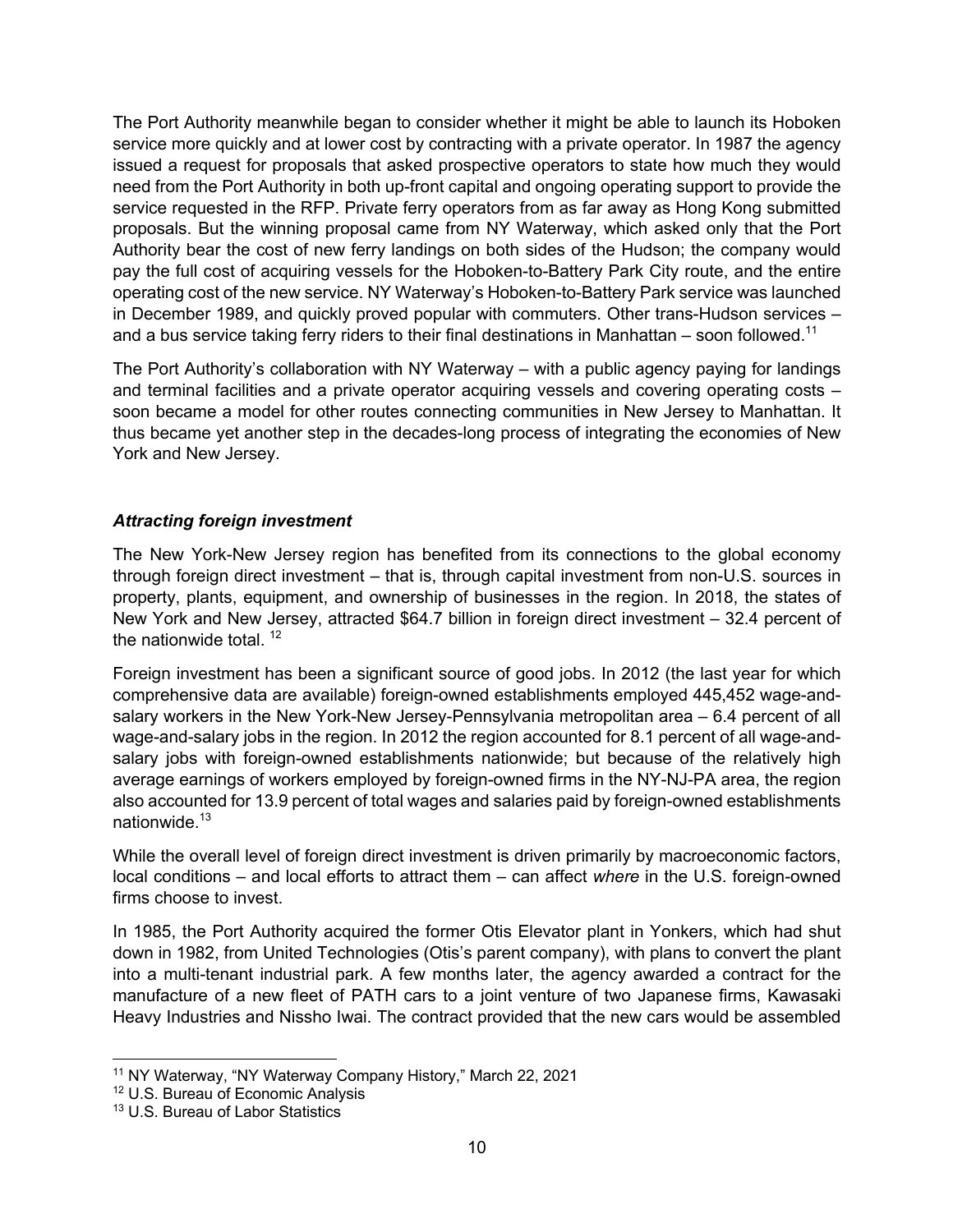The Port Authority meanwhile began to consider whether it might be able to launch its Hoboken service more quickly and at lower cost by contracting with a private operator. In 1987 the agency issued a request for proposals that asked prospective operators to state how much they would need from the Port Authority in both up-front capital and ongoing operating support to provide the service requested in the RFP. Private ferry operators from as far away as Hong Kong submitted proposals. But the winning proposal came from NY Waterway, which asked only that the Port Authority bear the cost of new ferry landings on both sides of the Hudson; the company would pay the full cost of acquiring vessels for the Hoboken-to-Battery Park City route, and the entire operating cost of the new service. NY Waterway's Hoboken-to-Battery Park service was launched in December 1989, and quickly proved popular with commuters. Other trans-Hudson services – and a bus service taking ferry riders to their final destinations in Manhattan – soon followed.[11]

The Port Authority's collaboration with NY Waterway – with a public agency paying for landings and terminal facilities and a private operator acquiring vessels and covering operating costs – soon became a model for other routes connecting communities in New Jersey to Manhattan. It thus became yet another step in the decades-long process of integrating the economies of New York and New Jersey.

### *Attracting foreign investment*

The New York-New Jersey region has benefited from its connections to the global economy through foreign direct investment – that is, through capital investment from non-U.S. sources in property, plants, equipment, and ownership of businesses in the region. In 2018, the states of New York and New Jersey, attracted $64.7 billion in foreign direct investment – 32.4 percent of the nationwide total.[12]

Foreign investment has been a significant source of good jobs. In 2012 (the last year for which comprehensive data are available) foreign-owned establishments employed 445,452 wage-and-salary workers in the New York-New Jersey-Pennsylvania metropolitan area – 6.4 percent of all wage-and-salary jobs in the region. In 2012 the region accounted for 8.1 percent of all wage-and-salary jobs with foreign-owned establishments nationwide; but because of the relatively high average earnings of workers employed by foreign-owned firms in the NY-NJ-PA area, the region also accounted for 13.9 percent of total wages and salaries paid by foreign-owned establishments nationwide.[13]

While the overall level of foreign direct investment is driven primarily by macroeconomic factors, local conditions – and local efforts to attract them – can affect *where* in the U.S. foreign-owned firms choose to invest.

In 1985, the Port Authority acquired the former Otis Elevator plant in Yonkers, which had shut down in 1982, from United Technologies (Otis's parent company), with plans to convert the plant into a multi-tenant industrial park. A few months later, the agency awarded a contract for the manufacture of a new fleet of PATH cars to a joint venture of two Japanese firms, Kawasaki Heavy Industries and Nissho Iwai. The contract provided that the new cars would be assembled

---

[11] NY Waterway, "NY Waterway Company History," March 22, 2021

[12] U.S. Bureau of Economic Analysis

[13] U.S. Bureau of Labor Statistics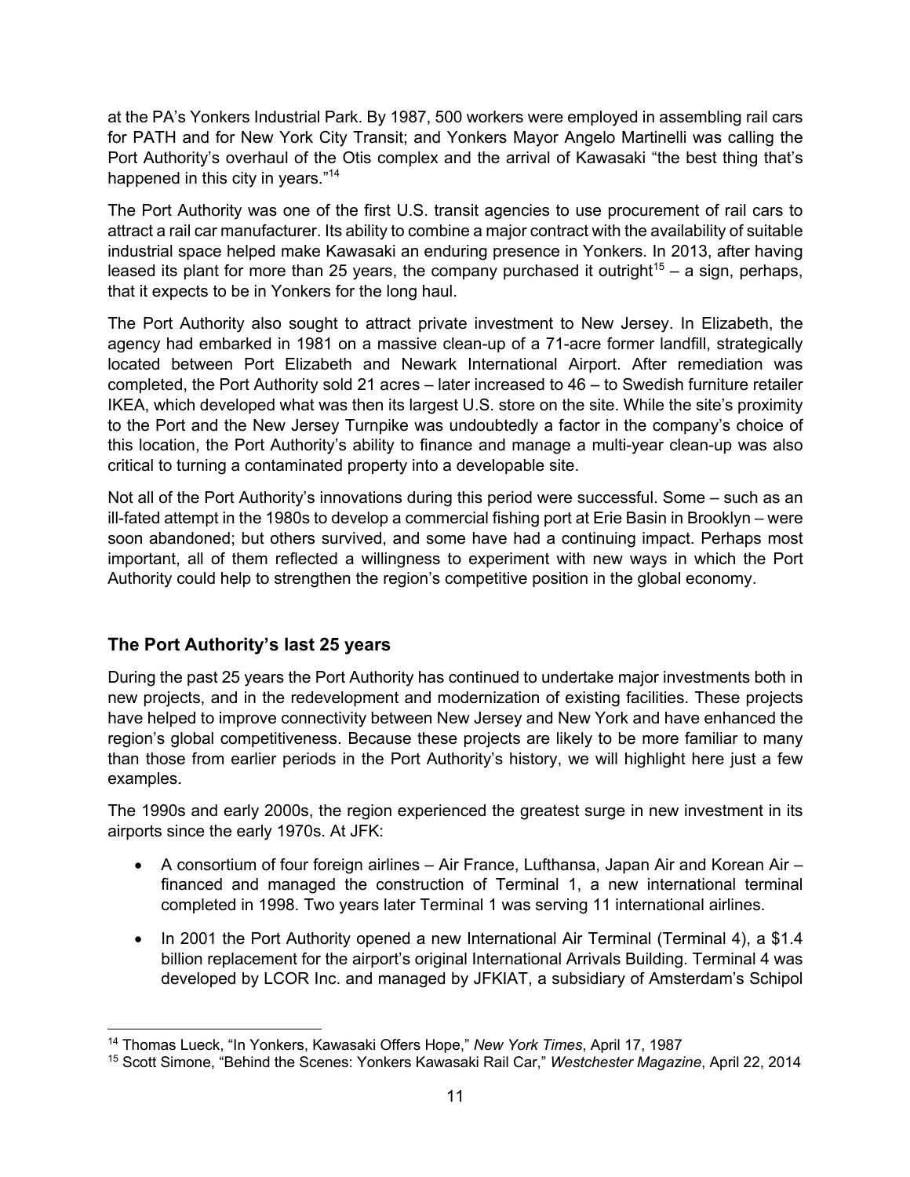at the PA's Yonkers Industrial Park. By 1987, 500 workers were employed in assembling rail cars for PATH and for New York City Transit; and Yonkers Mayor Angelo Martinelli was calling the Port Authority's overhaul of the Otis complex and the arrival of Kawasaki "the best thing that's happened in this city in years."[14]

The Port Authority was one of the first U.S. transit agencies to use procurement of rail cars to attract a rail car manufacturer. Its ability to combine a major contract with the availability of suitable industrial space helped make Kawasaki an enduring presence in Yonkers. In 2013, after having leased its plant for more than 25 years, the company purchased it outright[15] – a sign, perhaps, that it expects to be in Yonkers for the long haul.

The Port Authority also sought to attract private investment to New Jersey. In Elizabeth, the agency had embarked in 1981 on a massive clean-up of a 71-acre former landfill, strategically located between Port Elizabeth and Newark International Airport. After remediation was completed, the Port Authority sold 21 acres – later increased to 46 – to Swedish furniture retailer IKEA, which developed what was then its largest U.S. store on the site. While the site's proximity to the Port and the New Jersey Turnpike was undoubtedly a factor in the company's choice of this location, the Port Authority's ability to finance and manage a multi-year clean-up was also critical to turning a contaminated property into a developable site.

Not all of the Port Authority's innovations during this period were successful. Some – such as an ill-fated attempt in the 1980s to develop a commercial fishing port at Erie Basin in Brooklyn – were soon abandoned; but others survived, and some have had a continuing impact. Perhaps most important, all of them reflected a willingness to experiment with new ways in which the Port Authority could help to strengthen the region's competitive position in the global economy.

## The Port Authority's last 25 years

During the past 25 years the Port Authority has continued to undertake major investments both in new projects, and in the redevelopment and modernization of existing facilities. These projects have helped to improve connectivity between New Jersey and New York and have enhanced the region's global competitiveness. Because these projects are likely to be more familiar to many than those from earlier periods in the Port Authority's history, we will highlight here just a few examples.

The 1990s and early 2000s, the region experienced the greatest surge in new investment in its airports since the early 1970s. At JFK:

- A consortium of four foreign airlines – Air France, Lufthansa, Japan Air and Korean Air – financed and managed the construction of Terminal 1, a new international terminal completed in 1998. Two years later Terminal 1 was serving 11 international airlines.
- In 2001 the Port Authority opened a new International Air Terminal (Terminal 4), a $1.4 billion replacement for the airport's original International Arrivals Building. Terminal 4 was developed by LCOR Inc. and managed by JFKIAT, a subsidiary of Amsterdam's Schipol

[14] Thomas Lueck, "In Yonkers, Kawasaki Offers Hope," *New York Times*, April 17, 1987

[15] Scott Simone, "Behind the Scenes: Yonkers Kawasaki Rail Car," *Westchester Magazine*, April 22, 2014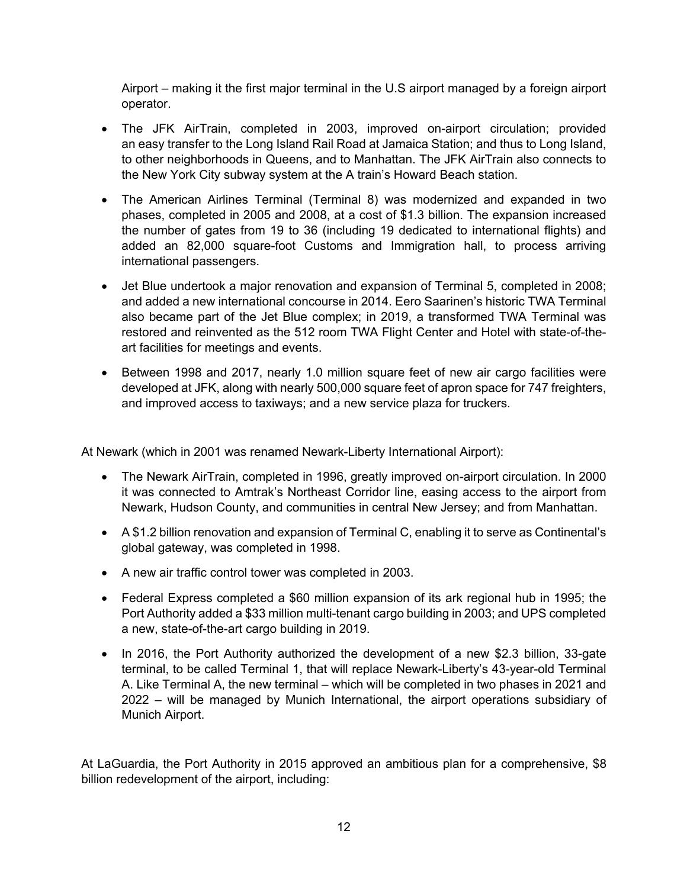Airport – making it the first major terminal in the U.S airport managed by a foreign airport operator.

- The JFK AirTrain, completed in 2003, improved on-airport circulation; provided an easy transfer to the Long Island Rail Road at Jamaica Station; and thus to Long Island, to other neighborhoods in Queens, and to Manhattan. The JFK AirTrain also connects to the New York City subway system at the A train's Howard Beach station.
- The American Airlines Terminal (Terminal 8) was modernized and expanded in two phases, completed in 2005 and 2008, at a cost of $1.3 billion. The expansion increased the number of gates from 19 to 36 (including 19 dedicated to international flights) and added an 82,000 square-foot Customs and Immigration hall, to process arriving international passengers.
- Jet Blue undertook a major renovation and expansion of Terminal 5, completed in 2008; and added a new international concourse in 2014. Eero Saarinen's historic TWA Terminal also became part of the Jet Blue complex; in 2019, a transformed TWA Terminal was restored and reinvented as the 512 room TWA Flight Center and Hotel with state-of-the-art facilities for meetings and events.
- Between 1998 and 2017, nearly 1.0 million square feet of new air cargo facilities were developed at JFK, along with nearly 500,000 square feet of apron space for 747 freighters, and improved access to taxiways; and a new service plaza for truckers.

At Newark (which in 2001 was renamed Newark-Liberty International Airport):

- The Newark AirTrain, completed in 1996, greatly improved on-airport circulation. In 2000 it was connected to Amtrak's Northeast Corridor line, easing access to the airport from Newark, Hudson County, and communities in central New Jersey; and from Manhattan.
- A $1.2 billion renovation and expansion of Terminal C, enabling it to serve as Continental's global gateway, was completed in 1998.
- A new air traffic control tower was completed in 2003.
- Federal Express completed a $60 million expansion of its ark regional hub in 1995; the Port Authority added a $33 million multi-tenant cargo building in 2003; and UPS completed a new, state-of-the-art cargo building in 2019.
- In 2016, the Port Authority authorized the development of a new $2.3 billion, 33-gate terminal, to be called Terminal 1, that will replace Newark-Liberty's 43-year-old Terminal A. Like Terminal A, the new terminal – which will be completed in two phases in 2021 and 2022 – will be managed by Munich International, the airport operations subsidiary of Munich Airport.

At LaGuardia, the Port Authority in 2015 approved an ambitious plan for a comprehensive, $8 billion redevelopment of the airport, including: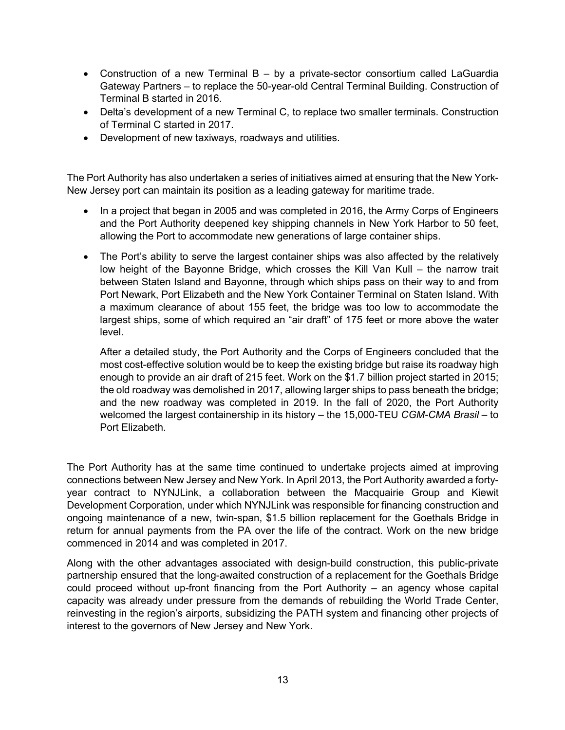- Construction of a new Terminal B – by a private-sector consortium called LaGuardia Gateway Partners – to replace the 50-year-old Central Terminal Building. Construction of Terminal B started in 2016.
- Delta's development of a new Terminal C, to replace two smaller terminals. Construction of Terminal C started in 2017.
- Development of new taxiways, roadways and utilities.

The Port Authority has also undertaken a series of initiatives aimed at ensuring that the New York-New Jersey port can maintain its position as a leading gateway for maritime trade.

- In a project that began in 2005 and was completed in 2016, the Army Corps of Engineers and the Port Authority deepened key shipping channels in New York Harbor to 50 feet, allowing the Port to accommodate new generations of large container ships.
- The Port's ability to serve the largest container ships was also affected by the relatively low height of the Bayonne Bridge, which crosses the Kill Van Kull – the narrow trait between Staten Island and Bayonne, through which ships pass on their way to and from Port Newark, Port Elizabeth and the New York Container Terminal on Staten Island. With a maximum clearance of about 155 feet, the bridge was too low to accommodate the largest ships, some of which required an "air draft" of 175 feet or more above the water level.

  After a detailed study, the Port Authority and the Corps of Engineers concluded that the most cost-effective solution would be to keep the existing bridge but raise its roadway high enough to provide an air draft of 215 feet. Work on the $1.7 billion project started in 2015; the old roadway was demolished in 2017, allowing larger ships to pass beneath the bridge; and the new roadway was completed in 2019. In the fall of 2020, the Port Authority welcomed the largest containership in its history – the 15,000-TEU *CGM-CMA Brasil* – to Port Elizabeth.

The Port Authority has at the same time continued to undertake projects aimed at improving connections between New Jersey and New York. In April 2013, the Port Authority awarded a forty-year contract to NYNJLink, a collaboration between the Macquairie Group and Kiewit Development Corporation, under which NYNJLink was responsible for financing construction and ongoing maintenance of a new, twin-span, $1.5 billion replacement for the Goethals Bridge in return for annual payments from the PA over the life of the contract. Work on the new bridge commenced in 2014 and was completed in 2017.

Along with the other advantages associated with design-build construction, this public-private partnership ensured that the long-awaited construction of a replacement for the Goethals Bridge could proceed without up-front financing from the Port Authority – an agency whose capital capacity was already under pressure from the demands of rebuilding the World Trade Center, reinvesting in the region's airports, subsidizing the PATH system and financing other projects of interest to the governors of New Jersey and New York.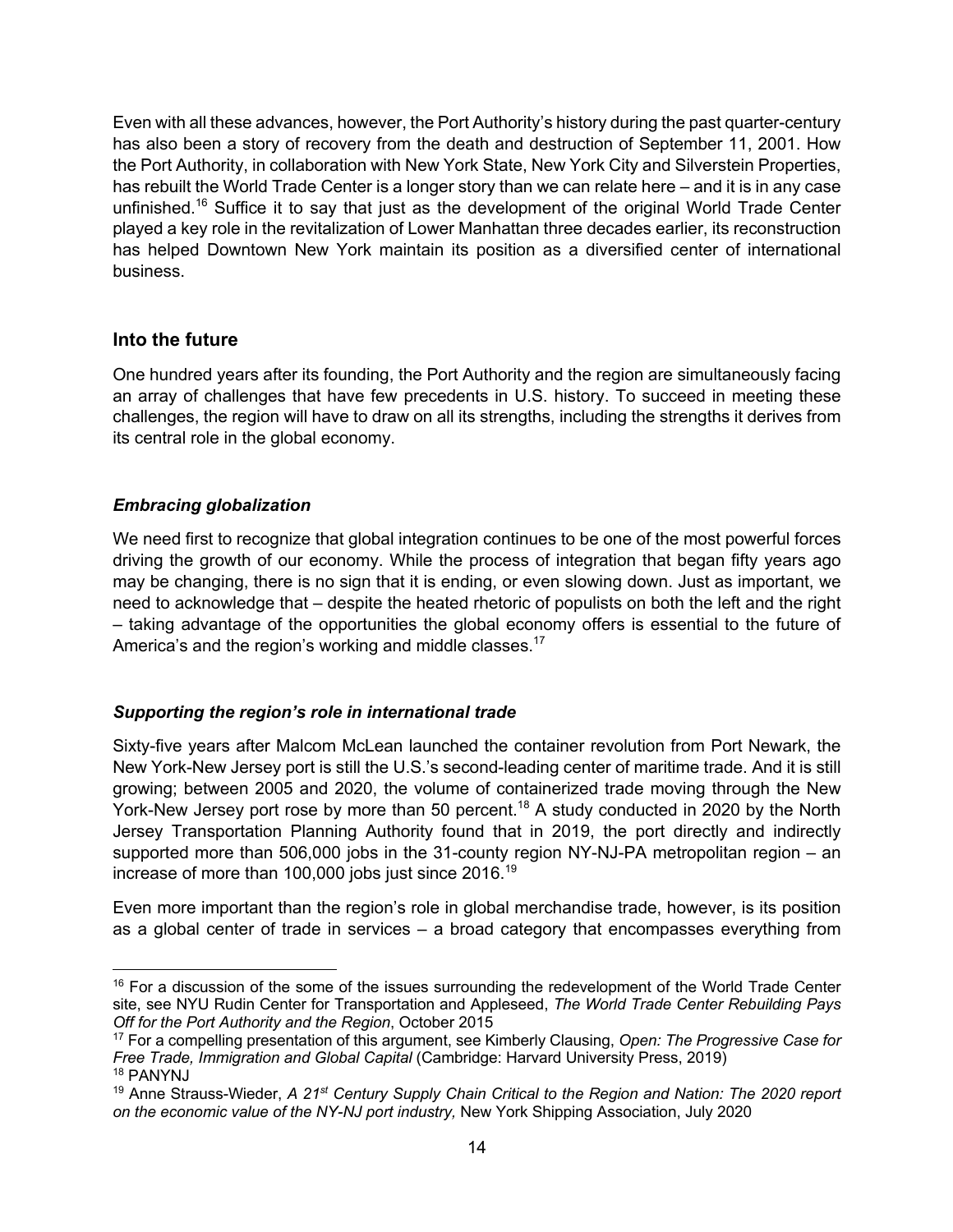Even with all these advances, however, the Port Authority's history during the past quarter-century has also been a story of recovery from the death and destruction of September 11, 2001. How the Port Authority, in collaboration with New York State, New York City and Silverstein Properties, has rebuilt the World Trade Center is a longer story than we can relate here – and it is in any case unfinished.[16] Suffice it to say that just as the development of the original World Trade Center played a key role in the revitalization of Lower Manhattan three decades earlier, its reconstruction has helped Downtown New York maintain its position as a diversified center of international business.

## Into the future

One hundred years after its founding, the Port Authority and the region are simultaneously facing an array of challenges that have few precedents in U.S. history. To succeed in meeting these challenges, the region will have to draw on all its strengths, including the strengths it derives from its central role in the global economy.

### *Embracing globalization*

We need first to recognize that global integration continues to be one of the most powerful forces driving the growth of our economy. While the process of integration that began fifty years ago may be changing, there is no sign that it is ending, or even slowing down. Just as important, we need to acknowledge that – despite the heated rhetoric of populists on both the left and the right – taking advantage of the opportunities the global economy offers is essential to the future of America's and the region's working and middle classes.[17]

### *Supporting the region's role in international trade*

Sixty-five years after Malcom McLean launched the container revolution from Port Newark, the New York-New Jersey port is still the U.S.'s second-leading center of maritime trade. And it is still growing; between 2005 and 2020, the volume of containerized trade moving through the New York-New Jersey port rose by more than 50 percent.[18] A study conducted in 2020 by the North Jersey Transportation Planning Authority found that in 2019, the port directly and indirectly supported more than 506,000 jobs in the 31-county region NY-NJ-PA metropolitan region – an increase of more than 100,000 jobs just since 2016.[19]

Even more important than the region's role in global merchandise trade, however, is its position as a global center of trade in services – a broad category that encompasses everything from

---

[16] For a discussion of the some of the issues surrounding the redevelopment of the World Trade Center site, see NYU Rudin Center for Transportation and Appleseed, *The World Trade Center Rebuilding Pays Off for the Port Authority and the Region*, October 2015

[17] For a compelling presentation of this argument, see Kimberly Clausing, *Open: The Progressive Case for Free Trade, Immigration and Global Capital* (Cambridge: Harvard University Press, 2019)

[18] PANYNJ

[19] Anne Strauss-Wieder, *A 21st Century Supply Chain Critical to the Region and Nation: The 2020 report on the economic value of the NY-NJ port industry,* New York Shipping Association, July 2020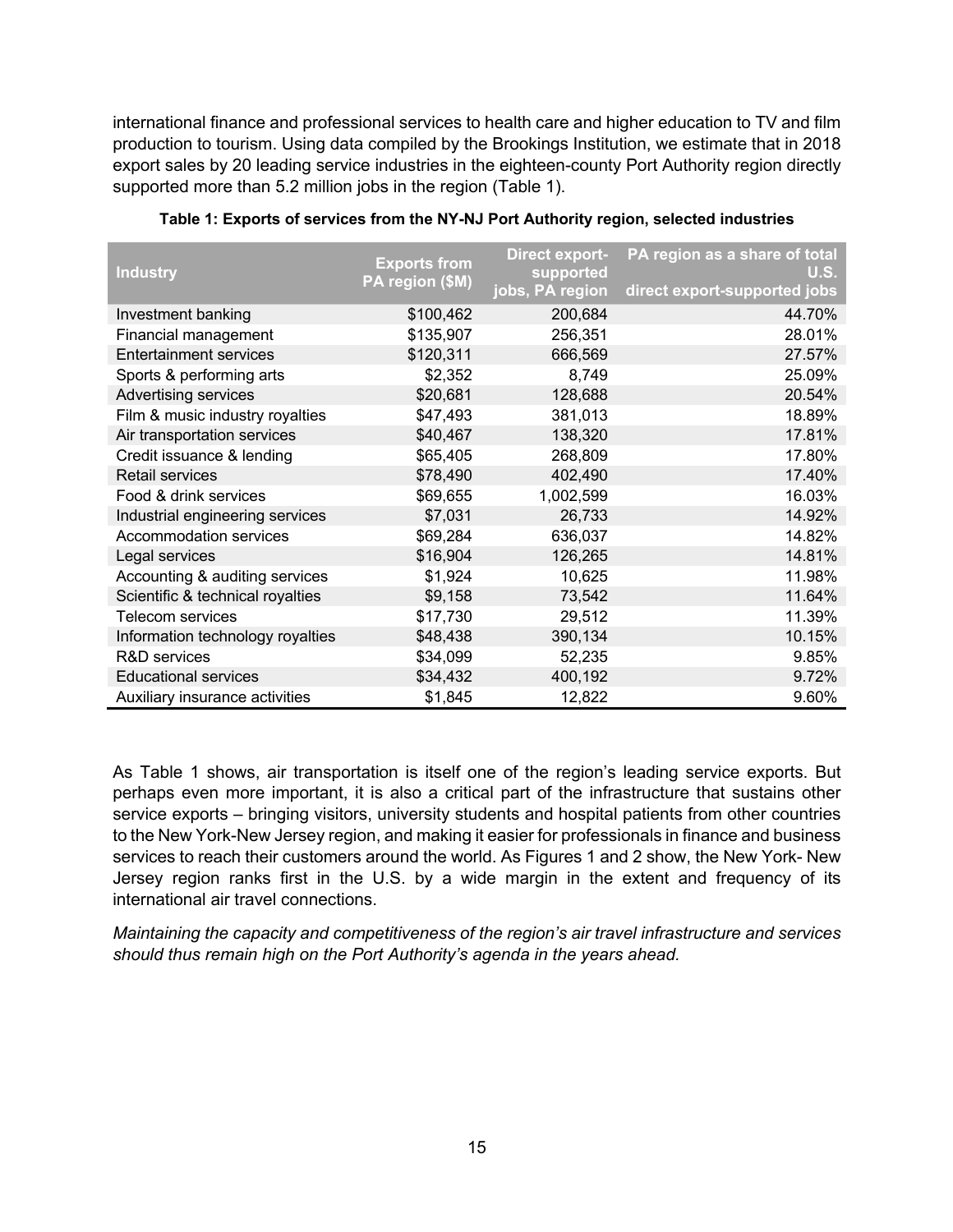international finance and professional services to health care and higher education to TV and film production to tourism. Using data compiled by the Brookings Institution, we estimate that in 2018 export sales by 20 leading service industries in the eighteen-county Port Authority region directly supported more than 5.2 million jobs in the region (Table 1).

**Table 1: Exports of services from the NY-NJ Port Authority region, selected industries**

| Industry | Exports from PA region ($M) | Direct export-supported jobs, PA region | PA region as a share of total U.S. direct export-supported jobs |
|---|---:|---:|---:|
| Investment banking | $100,462 | 200,684 | 44.70% |
| Financial management | $135,907 | 256,351 | 28.01% |
| Entertainment services | $120,311 | 666,569 | 27.57% |
| Sports & performing arts | $2,352 | 8,749 | 25.09% |
| Advertising services | $20,681 | 128,688 | 20.54% |
| Film & music industry royalties | $47,493 | 381,013 | 18.89% |
| Air transportation services | $40,467 | 138,320 | 17.81% |
| Credit issuance & lending | $65,405 | 268,809 | 17.80% |
| Retail services | $78,490 | 402,490 | 17.40% |
| Food & drink services | $69,655 | 1,002,599 | 16.03% |
| Industrial engineering services | $7,031 | 26,733 | 14.92% |
| Accommodation services | $69,284 | 636,037 | 14.82% |
| Legal services | $16,904 | 126,265 | 14.81% |
| Accounting & auditing services | $1,924 | 10,625 | 11.98% |
| Scientific & technical royalties | $9,158 | 73,542 | 11.64% |
| Telecom services | $17,730 | 29,512 | 11.39% |
| Information technology royalties | $48,438 | 390,134 | 10.15% |
| R&D services | $34,099 | 52,235 | 9.85% |
| Educational services | $34,432 | 400,192 | 9.72% |
| Auxiliary insurance activities | $1,845 | 12,822 | 9.60% |

As Table 1 shows, air transportation is itself one of the region's leading service exports. But perhaps even more important, it is also a critical part of the infrastructure that sustains other service exports – bringing visitors, university students and hospital patients from other countries to the New York-New Jersey region, and making it easier for professionals in finance and business services to reach their customers around the world. As Figures 1 and 2 show, the New York- New Jersey region ranks first in the U.S. by a wide margin in the extent and frequency of its international air travel connections.

*Maintaining the capacity and competitiveness of the region's air travel infrastructure and services should thus remain high on the Port Authority's agenda in the years ahead.*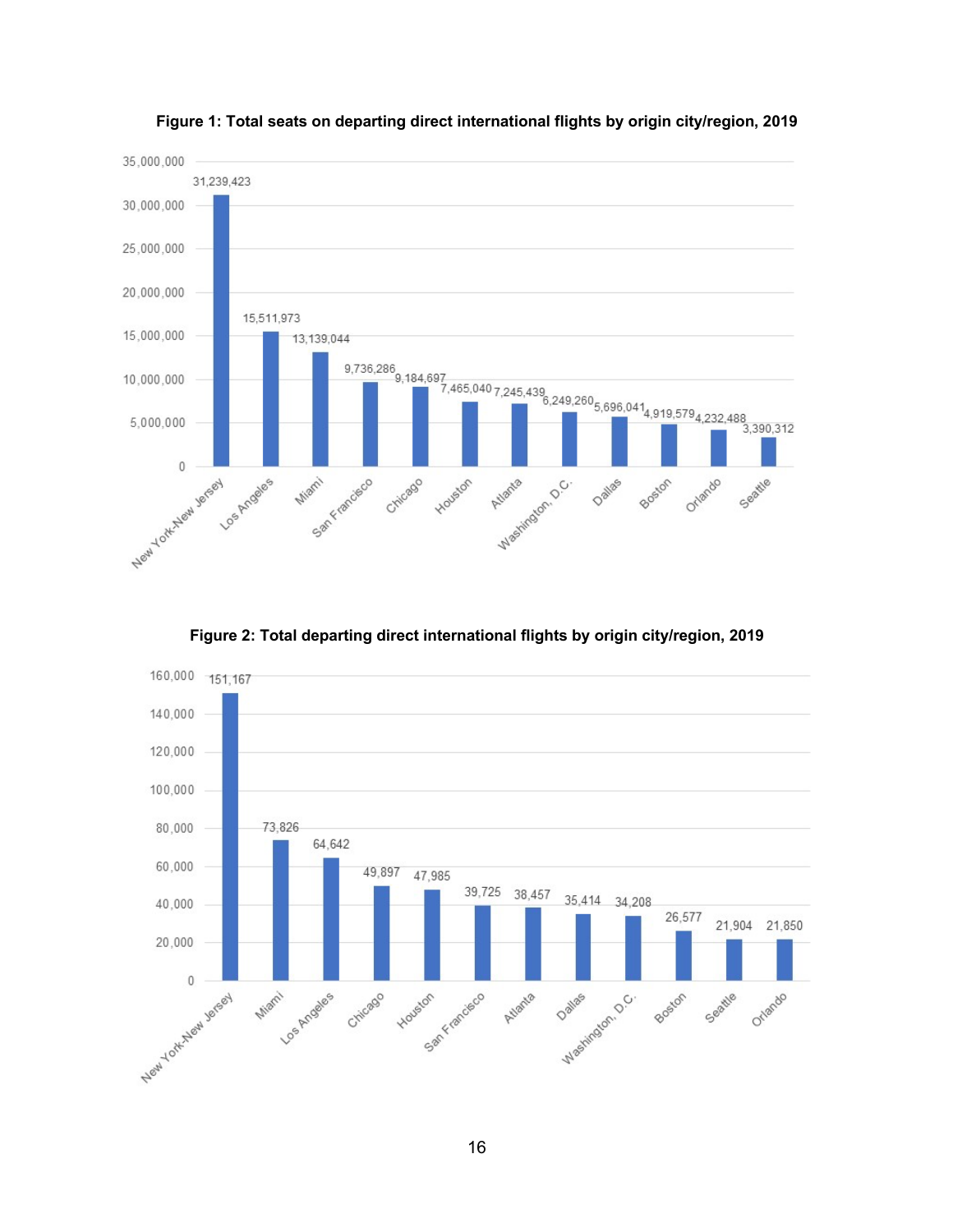**Figure 1: Total seats on departing direct international flights by origin city/region, 2019**

| Origin city/region | Total seats |
|---|---|
| New York-New Jersey | 31,239,423 |
| Los Angeles | 15,511,973 |
| Miami | 13,139,044 |
| San Francisco | 9,736,286 |
| Chicago | 9,184,697 |
| Houston | 7,465,040 |
| Atlanta | 7,245,439 |
| Washington, D.C. | 6,249,260 |
| Dallas | 5,696,041 |
| Boston | 4,919,579 |
| Orlando | 4,232,488 |
| Seattle | 3,390,312 |

**Figure 2: Total departing direct international flights by origin city/region, 2019**

| Origin city/region | Total flights |
|---|---|
| New York-New Jersey | 151,167 |
| Miami | 73,826 |
| Los Angeles | 64,642 |
| Chicago | 49,897 |
| Houston | 47,985 |
| San Francisco | 39,725 |
| Atlanta | 38,457 |
| Dallas | 35,414 |
| Washington, D.C. | 34,208 |
| Boston | 26,577 |
| Seattle | 21,904 |
| Orlando | 21,850 |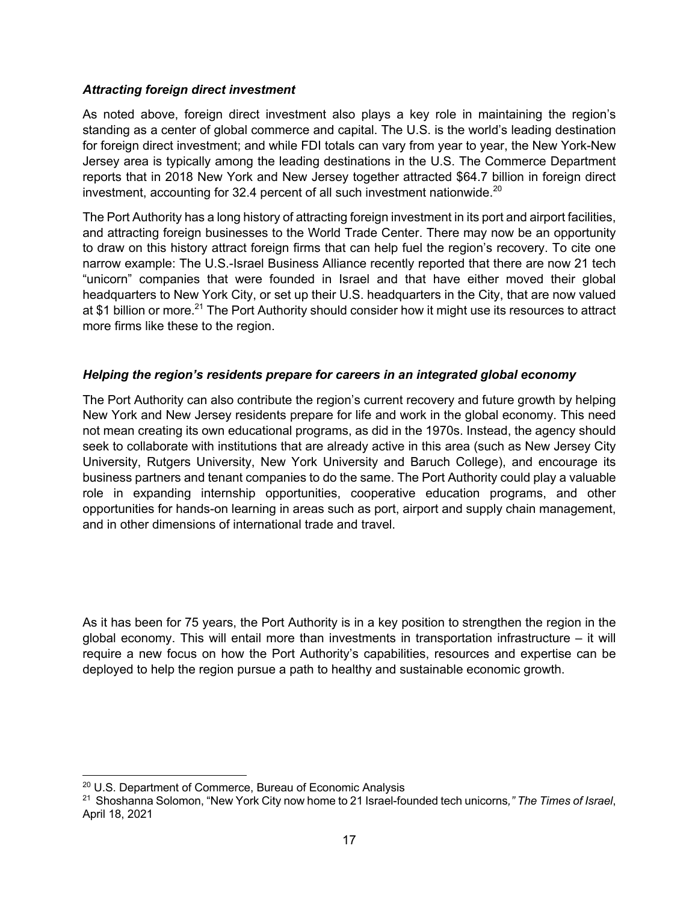### *Attracting foreign direct investment*

As noted above, foreign direct investment also plays a key role in maintaining the region's standing as a center of global commerce and capital. The U.S. is the world's leading destination for foreign direct investment; and while FDI totals can vary from year to year, the New York-New Jersey area is typically among the leading destinations in the U.S. The Commerce Department reports that in 2018 New York and New Jersey together attracted $64.7 billion in foreign direct investment, accounting for 32.4 percent of all such investment nationwide.[20]

The Port Authority has a long history of attracting foreign investment in its port and airport facilities, and attracting foreign businesses to the World Trade Center. There may now be an opportunity to draw on this history attract foreign firms that can help fuel the region's recovery. To cite one narrow example: The U.S.-Israel Business Alliance recently reported that there are now 21 tech "unicorn" companies that were founded in Israel and that have either moved their global headquarters to New York City, or set up their U.S. headquarters in the City, that are now valued at $1 billion or more.[21] The Port Authority should consider how it might use its resources to attract more firms like these to the region.

### *Helping the region's residents prepare for careers in an integrated global economy*

The Port Authority can also contribute the region's current recovery and future growth by helping New York and New Jersey residents prepare for life and work in the global economy. This need not mean creating its own educational programs, as did in the 1970s. Instead, the agency should seek to collaborate with institutions that are already active in this area (such as New Jersey City University, Rutgers University, New York University and Baruch College), and encourage its business partners and tenant companies to do the same. The Port Authority could play a valuable role in expanding internship opportunities, cooperative education programs, and other opportunities for hands-on learning in areas such as port, airport and supply chain management, and in other dimensions of international trade and travel.

As it has been for 75 years, the Port Authority is in a key position to strengthen the region in the global economy. This will entail more than investments in transportation infrastructure – it will require a new focus on how the Port Authority's capabilities, resources and expertise can be deployed to help the region pursue a path to healthy and sustainable economic growth.

---

[20] U.S. Department of Commerce, Bureau of Economic Analysis

[21] Shoshanna Solomon, "New York City now home to 21 Israel-founded tech unicorns*," The Times of Israel*, April 18, 2021